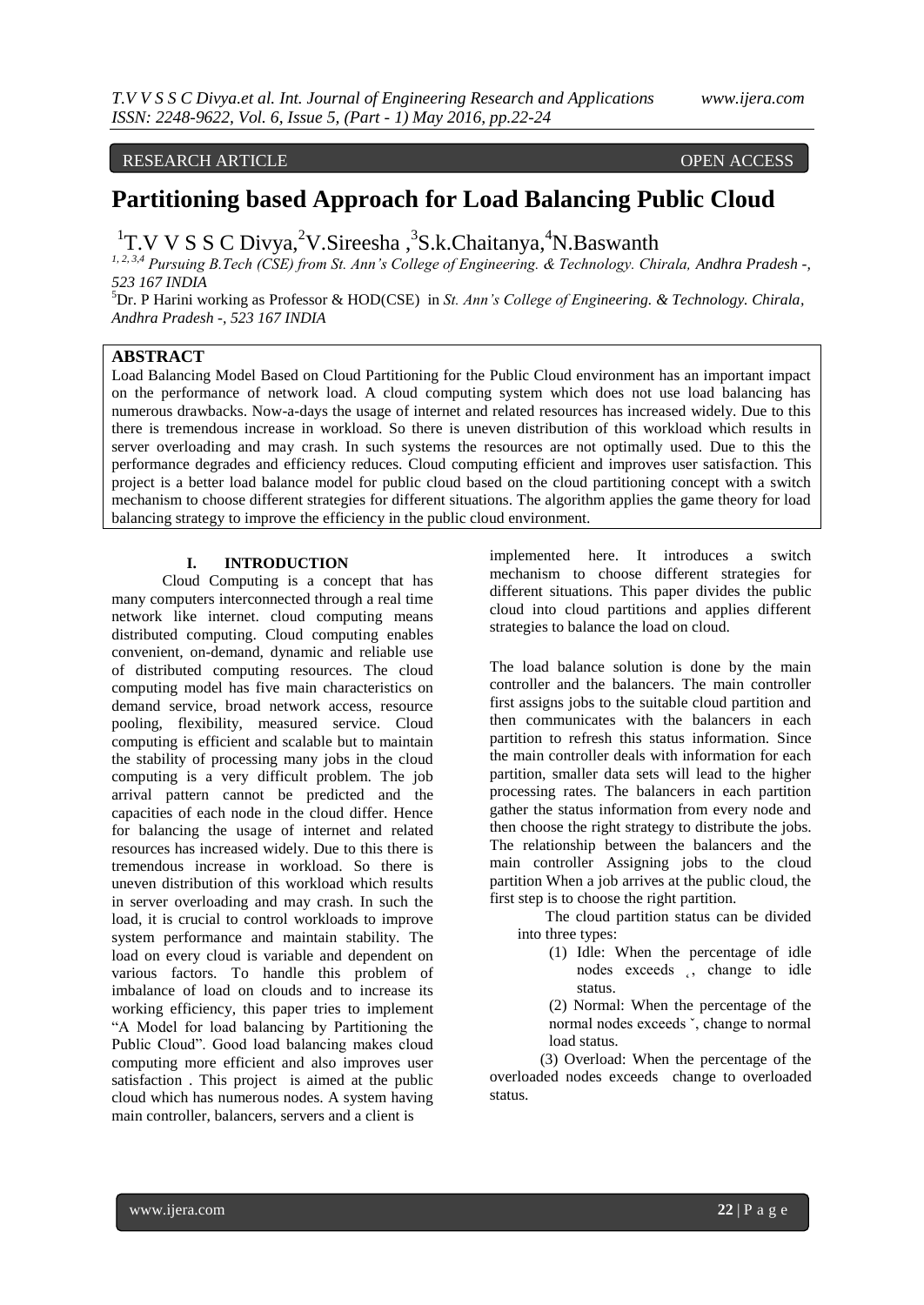RESEARCH ARTICLE OPEN ACCESS

# Partitioning based Approach for Load Balancing Public Cloud

[1]T.V V S S C Divya,[2]V.Sireesha ,[3]S.k.Chaitanya,[4]N.Baswanth

[1, 2, 3,4] *Pursuing B.Tech (CSE) from St. Ann's College of Engineering. & Technology. Chirala, Andhra Pradesh -, 523 167 INDIA*

[5]Dr. P Harini working as Professor & HOD(CSE) in *St. Ann's College of Engineering. & Technology. Chirala, Andhra Pradesh -, 523 167 INDIA*

## ABSTRACT

Load Balancing Model Based on Cloud Partitioning for the Public Cloud environment has an important impact on the performance of network load. A cloud computing system which does not use load balancing has numerous drawbacks. Now-a-days the usage of internet and related resources has increased widely. Due to this there is tremendous increase in workload. So there is uneven distribution of this workload which results in server overloading and may crash. In such systems the resources are not optimally used. Due to this the performance degrades and efficiency reduces. Cloud computing efficient and improves user satisfaction. This project is a better load balance model for public cloud based on the cloud partitioning concept with a switch mechanism to choose different strategies for different situations. The algorithm applies the game theory for load balancing strategy to improve the efficiency in the public cloud environment.

## I. INTRODUCTION

Cloud Computing is a concept that has many computers interconnected through a real time network like internet. cloud computing means distributed computing. Cloud computing enables convenient, on-demand, dynamic and reliable use of distributed computing resources. The cloud computing model has five main characteristics on demand service, broad network access, resource pooling, flexibility, measured service. Cloud computing is efficient and scalable but to maintain the stability of processing many jobs in the cloud computing is a very difficult problem. The job arrival pattern cannot be predicted and the capacities of each node in the cloud differ. Hence for balancing the usage of internet and related resources has increased widely. Due to this there is tremendous increase in workload. So there is uneven distribution of this workload which results in server overloading and may crash. In such the load, it is crucial to control workloads to improve system performance and maintain stability. The load on every cloud is variable and dependent on various factors. To handle this problem of imbalance of load on clouds and to increase its working efficiency, this paper tries to implement "A Model for load balancing by Partitioning the Public Cloud". Good load balancing makes cloud computing more efficient and also improves user satisfaction . This project is aimed at the public cloud which has numerous nodes. A system having main controller, balancers, servers and a client is implemented here. It introduces a switch mechanism to choose different strategies for different situations. This paper divides the public cloud into cloud partitions and applies different strategies to balance the load on cloud.

The load balance solution is done by the main controller and the balancers. The main controller first assigns jobs to the suitable cloud partition and then communicates with the balancers in each partition to refresh this status information. Since the main controller deals with information for each partition, smaller data sets will lead to the higher processing rates. The balancers in each partition gather the status information from every node and then choose the right strategy to distribute the jobs. The relationship between the balancers and the main controller Assigning jobs to the cloud partition When a job arrives at the public cloud, the first step is to choose the right partition.

The cloud partition status can be divided into three types:

(1) Idle: When the percentage of idle nodes exceeds ˛, change to idle status.

(2) Normal: When the percentage of the normal nodes exceeds ˇ, change to normal load status.

(3) Overload: When the percentage of the overloaded nodes exceeds change to overloaded status.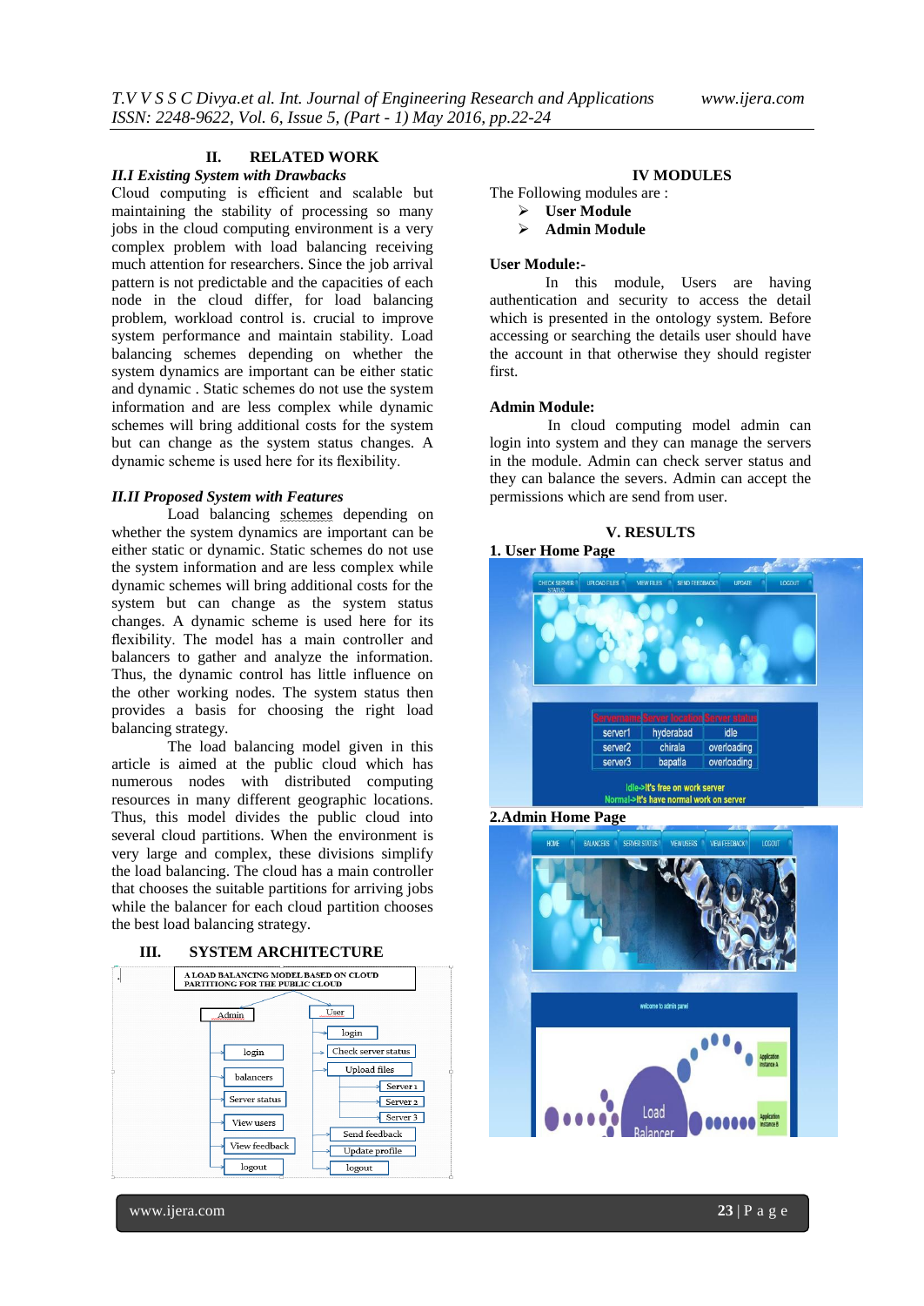## II. RELATED WORK

### II.I Existing System with Drawbacks

Cloud computing is efficient and scalable but maintaining the stability of processing so many jobs in the cloud computing environment is a very complex problem with load balancing receiving much attention for researchers. Since the job arrival pattern is not predictable and the capacities of each node in the cloud differ, for load balancing problem, workload control is. crucial to improve system performance and maintain stability. Load balancing schemes depending on whether the system dynamics are important can be either static and dynamic . Static schemes do not use the system information and are less complex while dynamic schemes will bring additional costs for the system but can change as the system status changes. A dynamic scheme is used here for its flexibility.

### II.II Proposed System with Features

Load balancing schemes depending on whether the system dynamics are important can be either static or dynamic. Static schemes do not use the system information and are less complex while dynamic schemes will bring additional costs for the system but can change as the system status changes. A dynamic scheme is used here for its flexibility. The model has a main controller and balancers to gather and analyze the information. Thus, the dynamic control has little influence on the other working nodes. The system status then provides a basis for choosing the right load balancing strategy.

The load balancing model given in this article is aimed at the public cloud which has numerous nodes with distributed computing resources in many different geographic locations. Thus, this model divides the public cloud into several cloud partitions. When the environment is very large and complex, these divisions simplify the load balancing. The cloud has a main controller that chooses the suitable partitions for arriving jobs while the balancer for each cloud partition chooses the best load balancing strategy.

## III. SYSTEM ARCHITECTURE

A LOAD BALANCING MODEL BASED ON CLOUD PARTITIONG FOR THE PUBLIC CLOUD

- Admin
  - login
  - balancers
  - Server status
  - View users
  - View feedback
  - logout
- User
  - login
  - Check server status
  - Upload files
    - Server 1
    - Server 2
    - Server 3
  - Send feedback
  - Update profile
  - logout

## IV MODULES

The Following modules are :

- **User Module**
- **Admin Module**

**User Module:-**

In this module, Users are having authentication and security to access the detail which is presented in the ontology system. Before accessing or searching the details user should have the account in that otherwise they should register first.

**Admin Module:**

In cloud computing model admin can login into system and they can manage the servers in the module. Admin can check server status and they can balance the severs. Admin can accept the permissions which are send from user.

## V. RESULTS

**1. User Home Page**

CHECK SERVER STATUS | UPLOAD FILES | VIEW FILES | SEND FEEDBACK | UPDATE | LOGOUT

| Servername | Server location | Server status |
|---|---|---|
| server1 | hyderabad | idle |
| server2 | chirala | overloading |
| server3 | bapatla | overloading |

Idle->It's free on work server
Normal->It's have normal work on server

**2.Admin Home Page**

HOME | BALANCERS | SERVER STATUS | VIEW USERS | VIEW FEEDBACK | LOGOUT

welcome to admin panel

Load Balancer — Application Instance A, Application Instance B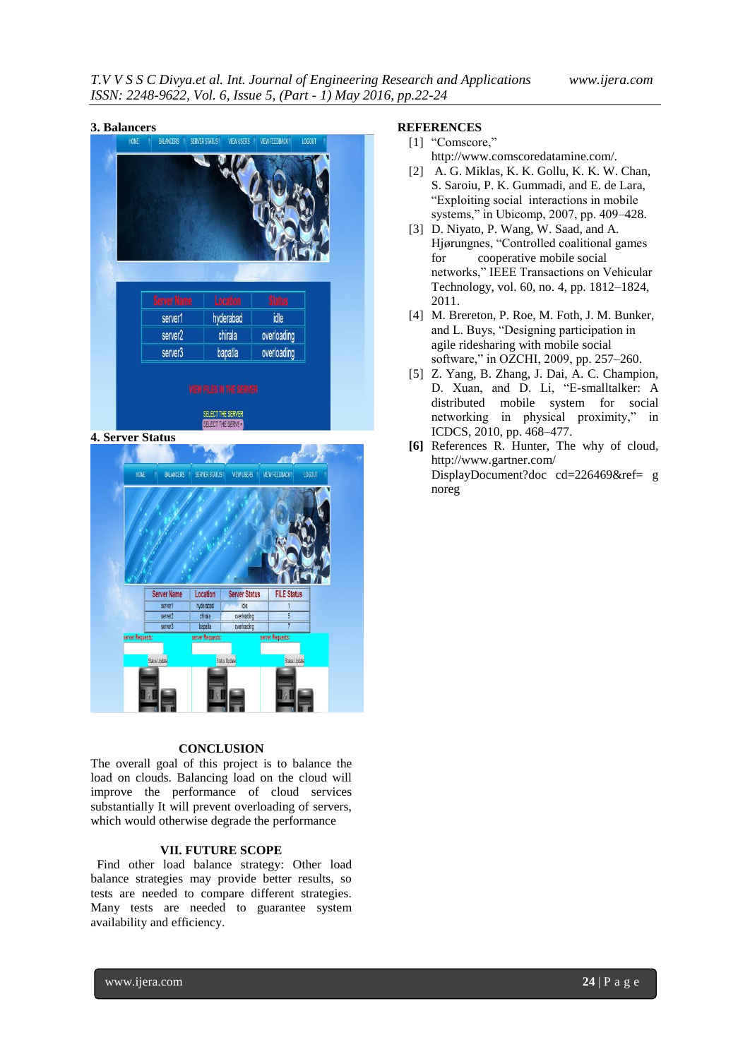### 3. Balancers

### 4. Server Status

## CONCLUSION

The overall goal of this project is to balance the load on clouds. Balancing load on the cloud will improve the performance of cloud services substantially It will prevent overloading of servers, which would otherwise degrade the performance

## VII. FUTURE SCOPE

Find other load balance strategy: Other load balance strategies may provide better results, so tests are needed to compare different strategies. Many tests are needed to guarantee system availability and efficiency.

## REFERENCES

[1] "Comscore," http://www.comscoredatamine.com/.

[2] A. G. Miklas, K. K. Gollu, K. K. W. Chan, S. Saroiu, P. K. Gummadi, and E. de Lara, "Exploiting social interactions in mobile systems," in Ubicomp, 2007, pp. 409–428.

[3] D. Niyato, P. Wang, W. Saad, and A. Hjørungnes, "Controlled coalitional games for cooperative mobile social networks," IEEE Transactions on Vehicular Technology, vol. 60, no. 4, pp. 1812–1824, 2011.

[4] M. Brereton, P. Roe, M. Foth, J. M. Bunker, and L. Buys, "Designing participation in agile ridesharing with mobile social software," in OZCHI, 2009, pp. 257–260.

[5] Z. Yang, B. Zhang, J. Dai, A. C. Champion, D. Xuan, and D. Li, "E-smalltalker: A distributed mobile system for social networking in physical proximity," in ICDCS, 2010, pp. 468–477.

**[6]** References R. Hunter, The why of cloud, http://www.gartner.com/ DisplayDocument?doc cd=226469&ref= g noreg